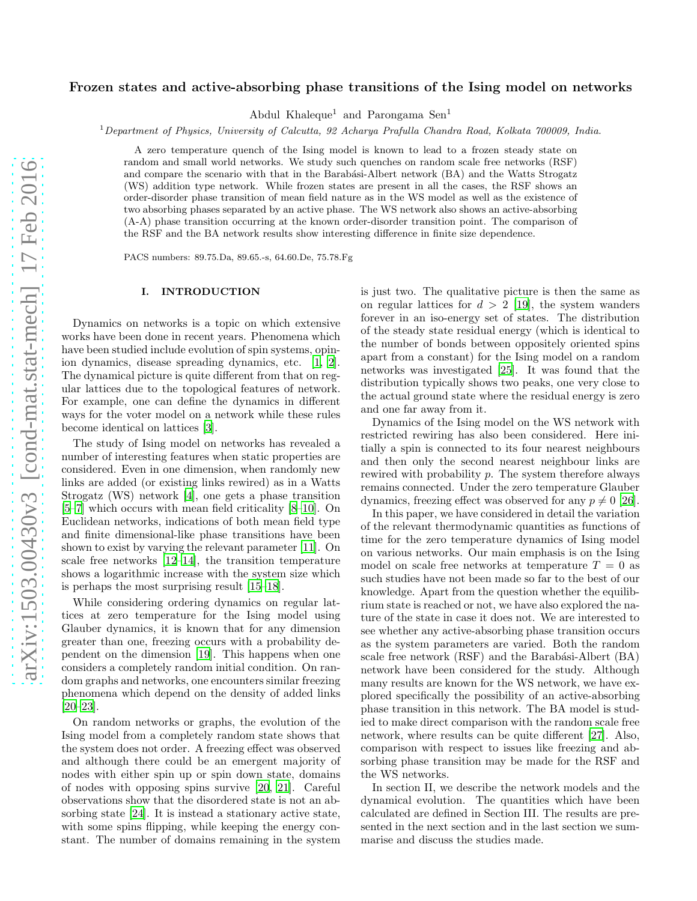# Frozen states and active-absorbing phase transitions of the Ising model on networks

Abdul Khaleque[1] and Parongama Sen[1]

[1]*Department of Physics, University of Calcutta, 92 Acharya Prafulla Chandra Road, Kolkata 700009, India.*

A zero temperature quench of the Ising model is known to lead to a frozen steady state on random and small world networks. We study such quenches on random scale free networks (RSF) and compare the scenario with that in the Barabási-Albert network (BA) and the Watts Strogatz (WS) addition type network. While frozen states are present in all the cases, the RSF shows an order-disorder phase transition of mean field nature as in the WS model as well as the existence of two absorbing phases separated by an active phase. The WS network also shows an active-absorbing (A-A) phase transition occurring at the known order-disorder transition point. The comparison of the RSF and the BA network results show interesting difference in finite size dependence.

PACS numbers: 89.75.Da, 89.65.-s, 64.60.De, 75.78.Fg

## I. INTRODUCTION

Dynamics on networks is a topic on which extensive works have been done in recent years. Phenomena which have been studied include evolution of spin systems, opinion dynamics, disease spreading dynamics, etc. [1, 2]. The dynamical picture is quite different from that on regular lattices due to the topological features of network. For example, one can define the dynamics in different ways for the voter model on a network while these rules become identical on lattices [3].

The study of Ising model on networks has revealed a number of interesting features when static properties are considered. Even in one dimension, when randomly new links are added (or existing links rewired) as in a Watts Strogatz (WS) network [4], one gets a phase transition [5–7] which occurs with mean field criticality [8–10]. On Euclidean networks, indications of both mean field type and finite dimensional-like phase transitions have been shown to exist by varying the relevant parameter [11]. On scale free networks [12–14], the transition temperature shows a logarithmic increase with the system size which is perhaps the most surprising result [15–18].

While considering ordering dynamics on regular lattices at zero temperature for the Ising model using Glauber dynamics, it is known that for any dimension greater than one, freezing occurs with a probability dependent on the dimension [19]. This happens when one considers a completely random initial condition. On random graphs and networks, one encounters similar freezing phenomena which depend on the density of added links [20–23].

On random networks or graphs, the evolution of the Ising model from a completely random state shows that the system does not order. A freezing effect was observed and although there could be an emergent majority of nodes with either spin up or spin down state, domains of nodes with opposing spins survive [20, 21]. Careful observations show that the disordered state is not an absorbing state [24]. It is instead a stationary active state, with some spins flipping, while keeping the energy constant. The number of domains remaining in the system is just two. The qualitative picture is then the same as on regular lattices for $d > 2$ [19], the system wanders forever in an iso-energy set of states. The distribution of the steady state residual energy (which is identical to the number of bonds between oppositely oriented spins apart from a constant) for the Ising model on a random networks was investigated [25]. It was found that the distribution typically shows two peaks, one very close to the actual ground state where the residual energy is zero and one far away from it.

Dynamics of the Ising model on the WS network with restricted rewiring has also been considered. Here initially a spin is connected to its four nearest neighbours and then only the second nearest neighbour links are rewired with probability $p$. The system therefore always remains connected. Under the zero temperature Glauber dynamics, freezing effect was observed for any $p \neq 0$ [26].

In this paper, we have considered in detail the variation of the relevant thermodynamic quantities as functions of time for the zero temperature dynamics of Ising model on various networks. Our main emphasis is on the Ising model on scale free networks at temperature $T = 0$ as such studies have not been made so far to the best of our knowledge. Apart from the question whether the equilibrium state is reached or not, we have also explored the nature of the state in case it does not. We are interested to see whether any active-absorbing phase transition occurs as the system parameters are varied. Both the random scale free network (RSF) and the Barabási-Albert (BA) network have been considered for the study. Although many results are known for the WS network, we have explored specifically the possibility of an active-absorbing phase transition in this network. The BA model is studied to make direct comparison with the random scale free network, where results can be quite different [27]. Also, comparison with respect to issues like freezing and absorbing phase transition may be made for the RSF and the WS networks.

In section II, we describe the network models and the dynamical evolution. The quantities which have been calculated are defined in Section III. The results are presented in the next section and in the last section we summarise and discuss the studies made.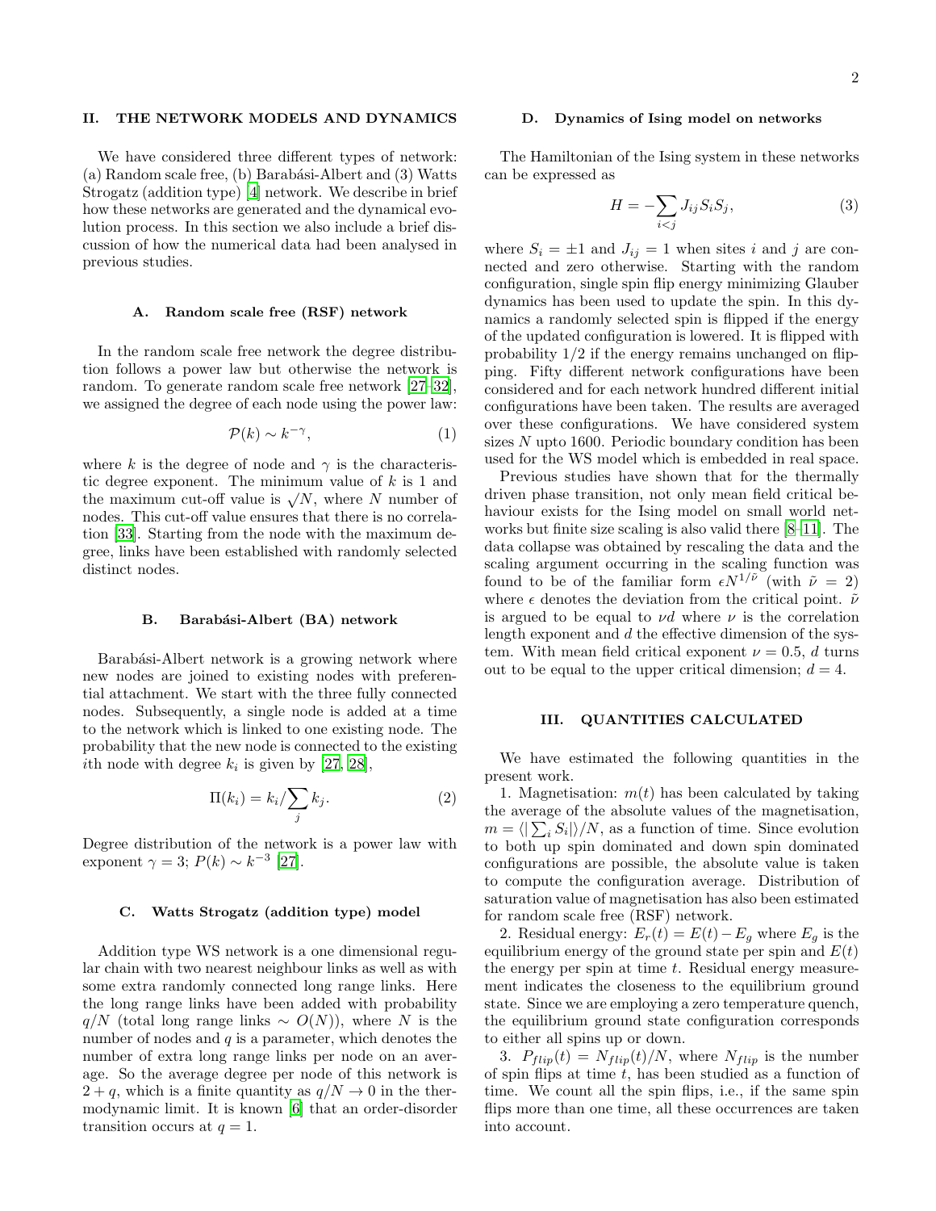## II. THE NETWORK MODELS AND DYNAMICS

We have considered three different types of network: (a) Random scale free, (b) Barabási-Albert and (3) Watts Strogatz (addition type) [4] network. We describe in brief how these networks are generated and the dynamical evolution process. In this section we also include a brief discussion of how the numerical data had been analysed in previous studies.

### A. Random scale free (RSF) network

In the random scale free network the degree distribution follows a power law but otherwise the network is random. To generate random scale free network [27–32], we assigned the degree of each node using the power law:

$$\mathcal{P}(k) \sim k^{-\gamma}, \tag{1}$$

where $k$ is the degree of node and $\gamma$ is the characteristic degree exponent. The minimum value of $k$ is 1 and the maximum cut-off value is $\sqrt{N}$, where $N$ number of nodes. This cut-off value ensures that there is no correlation [33]. Starting from the node with the maximum degree, links have been established with randomly selected distinct nodes.

### B. Barabási-Albert (BA) network

Barabási-Albert network is a growing network where new nodes are joined to existing nodes with preferential attachment. We start with the three fully connected nodes. Subsequently, a single node is added at a time to the network which is linked to one existing node. The probability that the new node is connected to the existing $i$th node with degree $k_i$ is given by [27, 28],

$$\Pi(k_i) = k_i/\sum_j k_j. \tag{2}$$

Degree distribution of the network is a power law with exponent $\gamma = 3$; $P(k) \sim k^{-3}$ [27].

### C. Watts Strogatz (addition type) model

Addition type WS network is a one dimensional regular chain with two nearest neighbour links as well as with some extra randomly connected long range links. Here the long range links have been added with probability $q/N$ (total long range links $\sim O(N)$), where $N$ is the number of nodes and $q$ is a parameter, which denotes the number of extra long range links per node on an average. So the average degree per node of this network is $2 + q$, which is a finite quantity as $q/N \to 0$ in the thermodynamic limit. It is known [6] that an order-disorder transition occurs at $q = 1$.

### D. Dynamics of Ising model on networks

The Hamiltonian of the Ising system in these networks can be expressed as

$$H = -\sum_{i<j} J_{ij} S_i S_j, \tag{3}$$

where $S_i = \pm 1$ and $J_{ij} = 1$ when sites $i$ and $j$ are connected and zero otherwise. Starting with the random configuration, single spin flip energy minimizing Glauber dynamics has been used to update the spin. In this dynamics a randomly selected spin is flipped if the energy of the updated configuration is lowered. It is flipped with probability 1/2 if the energy remains unchanged on flipping. Fifty different network configurations have been considered and for each network hundred different initial configurations have been taken. The results are averaged over these configurations. We have considered system sizes $N$ upto 1600. Periodic boundary condition has been used for the WS model which is embedded in real space.

Previous studies have shown that for the thermally driven phase transition, not only mean field critical behaviour exists for the Ising model on small world networks but finite size scaling is also valid there [8–11]. The data collapse was obtained by rescaling the data and the scaling argument occurring in the scaling function was found to be of the familiar form $\epsilon N^{1/\tilde{\nu}}$ (with $\tilde{\nu} = 2$) where $\epsilon$ denotes the deviation from the critical point. $\tilde{\nu}$ is argued to be equal to $\nu d$ where $\nu$ is the correlation length exponent and $d$ the effective dimension of the system. With mean field critical exponent $\nu = 0.5$, $d$ turns out to be equal to the upper critical dimension; $d = 4$.

## III. QUANTITIES CALCULATED

We have estimated the following quantities in the present work.

1. Magnetisation: $m(t)$ has been calculated by taking the average of the absolute values of the magnetisation, $m = \langle |\sum_i S_i| \rangle / N$, as a function of time. Since evolution to both up spin dominated and down spin dominated configurations are possible, the absolute value is taken to compute the configuration average. Distribution of saturation value of magnetisation has also been estimated for random scale free (RSF) network.

2. Residual energy: $E_r(t) = E(t) - E_g$ where $E_g$ is the equilibrium energy of the ground state per spin and $E(t)$ the energy per spin at time $t$. Residual energy measurement indicates the closeness to the equilibrium ground state. Since we are employing a zero temperature quench, the equilibrium ground state configuration corresponds to either all spins up or down.

3. $P_{flip}(t) = N_{flip}(t)/N$, where $N_{flip}$ is the number of spin flips at time $t$, has been studied as a function of time. We count all the spin flips, i.e., if the same spin flips more than one time, all these occurrences are taken into account.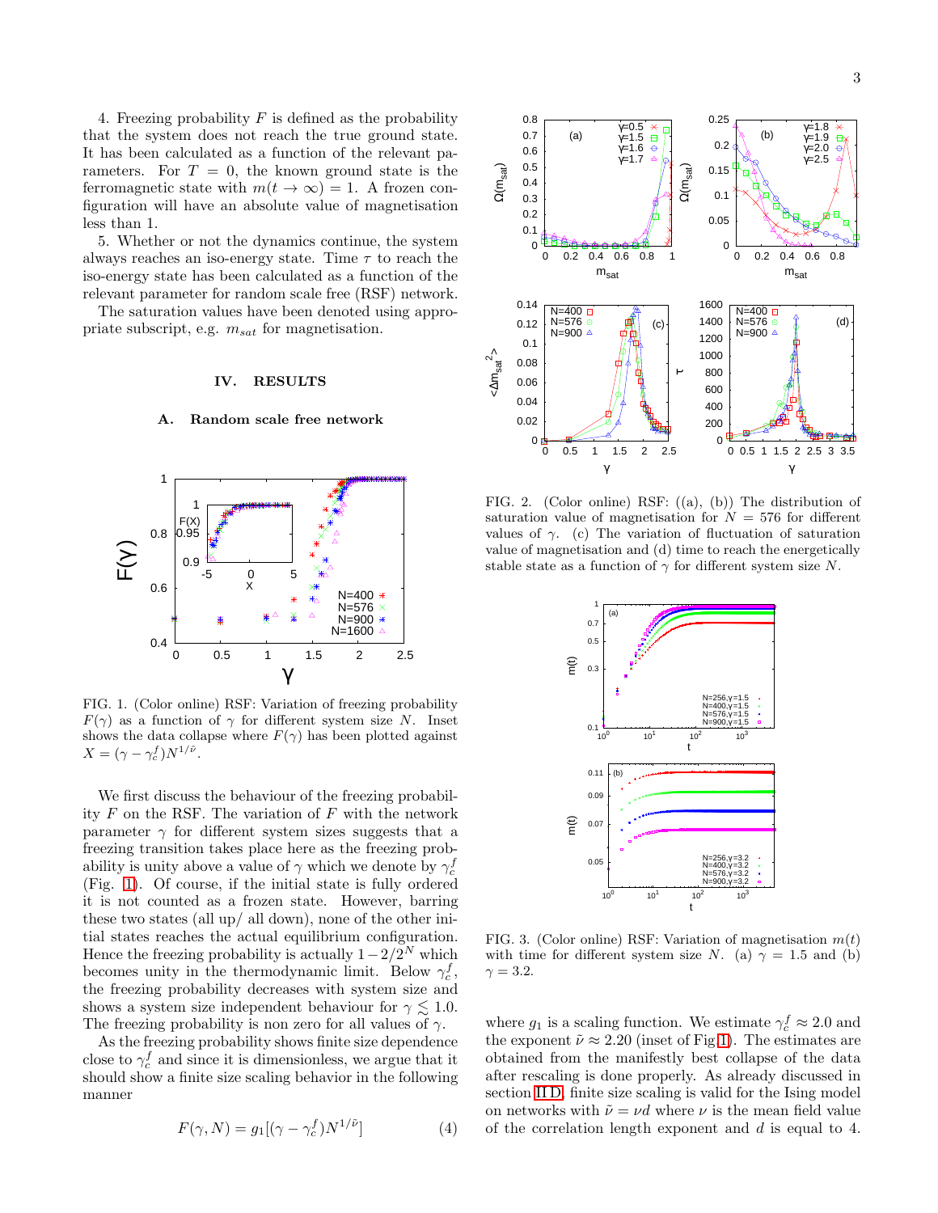4. Freezing probability $F$ is defined as the probability that the system does not reach the true ground state. It has been calculated as a function of the relevant parameters. For $T = 0$, the known ground state is the ferromagnetic state with $m(t \to \infty) = 1$. A frozen configuration will have an absolute value of magnetisation less than 1.

5. Whether or not the dynamics continue, the system always reaches an iso-energy state. Time $\tau$ to reach the iso-energy state has been calculated as a function of the relevant parameter for random scale free (RSF) network.

The saturation values have been denoted using appropriate subscript, e.g. $m_{sat}$ for magnetisation.

## IV. RESULTS

### A. Random scale free network

FIG. 1. (Color online) RSF: Variation of freezing probability $F(\gamma)$ as a function of $\gamma$ for different system size $N$. Inset shows the data collapse where $F(\gamma)$ has been plotted against $X = (\gamma - \gamma_c^f)N^{1/\tilde{\nu}}$.

We first discuss the behaviour of the freezing probability $F$ on the RSF. The variation of $F$ with the network parameter $\gamma$ for different system sizes suggests that a freezing transition takes place here as the freezing probability is unity above a value of $\gamma$ which we denote by $\gamma_c^f$ (Fig. 1). Of course, if the initial state is fully ordered it is not counted as a frozen state. However, barring these two states (all up/ all down), none of the other initial states reaches the actual equilibrium configuration. Hence the freezing probability is actually $1 - 2/2^N$ which becomes unity in the thermodynamic limit. Below $\gamma_c^f$, the freezing probability decreases with system size and shows a system size independent behaviour for $\gamma \lesssim 1.0$. The freezing probability is non zero for all values of $\gamma$.

As the freezing probability shows finite size dependence close to $\gamma_c^f$ and since it is dimensionless, we argue that it should show a finite size scaling behavior in the following manner

$$F(\gamma, N) = g_1[(\gamma - \gamma_c^f)N^{1/\tilde{\nu}}] \tag{4}$$

FIG. 2. (Color online) RSF: ((a), (b)) The distribution of saturation value of magnetisation for $N = 576$ for different values of $\gamma$. (c) The variation of fluctuation of saturation value of magnetisation and (d) time to reach the energetically stable state as a function of $\gamma$ for different system size $N$.

FIG. 3. (Color online) RSF: Variation of magnetisation $m(t)$ with time for different system size $N$. (a) $\gamma = 1.5$ and (b) $\gamma = 3.2$.

where $g_1$ is a scaling function. We estimate $\gamma_c^f \approx 2.0$ and the exponent $\tilde{\nu} \approx 2.20$ (inset of Fig 1). The estimates are obtained from the manifestly best collapse of the data after rescaling is done properly. As already discussed in section II D, finite size scaling is valid for the Ising model on networks with $\tilde{\nu} = \nu d$ where $\nu$ is the mean field value of the correlation length exponent and $d$ is equal to 4.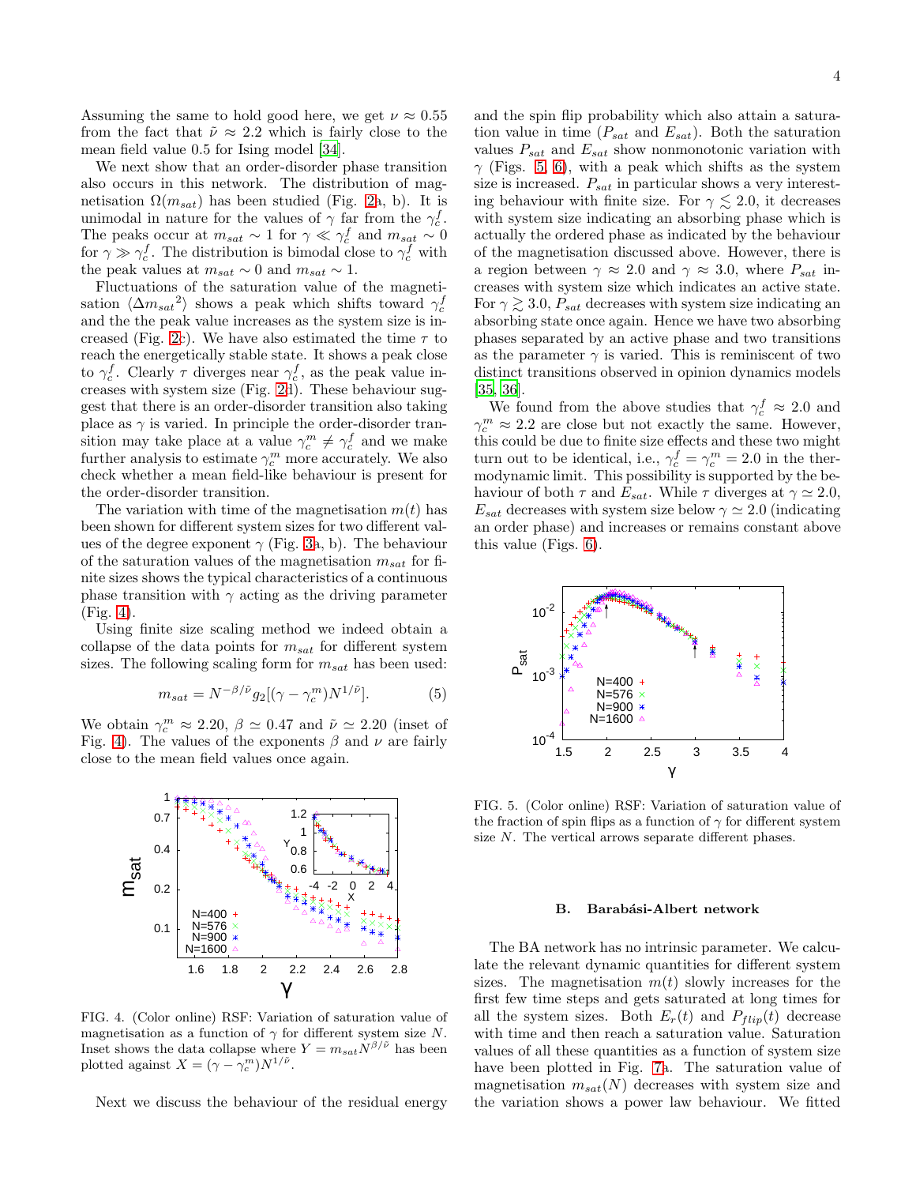Assuming the same to hold good here, we get $\nu \approx 0.55$ from the fact that $\tilde{\nu} \approx 2.2$ which is fairly close to the mean field value 0.5 for Ising model [34].

We next show that an order-disorder phase transition also occurs in this network. The distribution of magnetisation $\Omega(m_{sat})$ has been studied (Fig. 2a, b). It is unimodal in nature for the values of $\gamma$ far from the $\gamma_c^f$. The peaks occur at $m_{sat} \sim 1$ for $\gamma \ll \gamma_c^f$ and $m_{sat} \sim 0$ for $\gamma \gg \gamma_c^f$. The distribution is bimodal close to $\gamma_c^f$ with the peak values at $m_{sat} \sim 0$ and $m_{sat} \sim 1$.

Fluctuations of the saturation value of the magnetisation $\langle \Delta m_{sat}{}^2 \rangle$ shows a peak which shifts toward $\gamma_c^f$ and the the peak value increases as the system size is increased (Fig. 2c). We have also estimated the time $\tau$ to reach the energetically stable state. It shows a peak close to $\gamma_c^f$. Clearly $\tau$ diverges near $\gamma_c^f$, as the peak value increases with system size (Fig. 2d). These behaviour suggest that there is an order-disorder transition also taking place as $\gamma$ is varied. In principle the order-disorder transition may take place at a value $\gamma_c^m \neq \gamma_c^f$ and we make further analysis to estimate $\gamma_c^m$ more accurately. We also check whether a mean field-like behaviour is present for the order-disorder transition.

The variation with time of the magnetisation $m(t)$ has been shown for different system sizes for two different values of the degree exponent $\gamma$ (Fig. 3a, b). The behaviour of the saturation values of the magnetisation $m_{sat}$ for finite sizes shows the typical characteristics of a continuous phase transition with $\gamma$ acting as the driving parameter (Fig. 4).

Using finite size scaling method we indeed obtain a collapse of the data points for $m_{sat}$ for different system sizes. The following scaling form for $m_{sat}$ has been used:

$$m_{sat} = N^{-\beta/\tilde{\nu}} g_2[(\gamma - \gamma_c^m) N^{1/\tilde{\nu}}]. \tag{5}$$

We obtain $\gamma_c^m \approx 2.20$, $\beta \simeq 0.47$ and $\tilde{\nu} \simeq 2.20$ (inset of Fig. 4). The values of the exponents $\beta$ and $\nu$ are fairly close to the mean field values once again.

FIG. 4. (Color online) RSF: Variation of saturation value of magnetisation as a function of $\gamma$ for different system size $N$. Inset shows the data collapse where $Y = m_{sat} N^{\beta/\tilde{\nu}}$ has been plotted against $X = (\gamma - \gamma_c^m) N^{1/\tilde{\nu}}$.

Next we discuss the behaviour of the residual energy and the spin flip probability which also attain a saturation value in time ($P_{sat}$ and $E_{sat}$). Both the saturation values $P_{sat}$ and $E_{sat}$ show nonmonotonic variation with $\gamma$ (Figs. 5, 6), with a peak which shifts as the system size is increased. $P_{sat}$ in particular shows a very interesting behaviour with finite size. For $\gamma \lesssim 2.0$, it decreases with system size indicating an absorbing phase which is actually the ordered phase as indicated by the behaviour of the magnetisation discussed above. However, there is a region between $\gamma \approx 2.0$ and $\gamma \approx 3.0$, where $P_{sat}$ increases with system size which indicates an active state. For $\gamma \gtrsim 3.0$, $P_{sat}$ decreases with system size indicating an absorbing state once again. Hence we have two absorbing phases separated by an active phase and two transitions as the parameter $\gamma$ is varied. This is reminiscent of two distinct transitions observed in opinion dynamics models [35, 36].

We found from the above studies that $\gamma_c^f \approx 2.0$ and $\gamma_c^m \approx 2.2$ are close but not exactly the same. However, this could be due to finite size effects and these two might turn out to be identical, i.e., $\gamma_c^f = \gamma_c^m = 2.0$ in the thermodynamic limit. This possibility is supported by the behaviour of both $\tau$ and $E_{sat}$. While $\tau$ diverges at $\gamma \simeq 2.0$, $E_{sat}$ decreases with system size below $\gamma \simeq 2.0$ (indicating an order phase) and increases or remains constant above this value (Figs. 6).

FIG. 5. (Color online) RSF: Variation of saturation value of the fraction of spin flips as a function of $\gamma$ for different system size $N$. The vertical arrows separate different phases.

### B. Barabási-Albert network

The BA network has no intrinsic parameter. We calculate the relevant dynamic quantities for different system sizes. The magnetisation $m(t)$ slowly increases for the first few time steps and gets saturated at long times for all the system sizes. Both $E_r(t)$ and $P_{flip}(t)$ decrease with time and then reach a saturation value. Saturation values of all these quantities as a function of system size have been plotted in Fig. 7a. The saturation value of magnetisation $m_{sat}(N)$ decreases with system size and the variation shows a power law behaviour. We fitted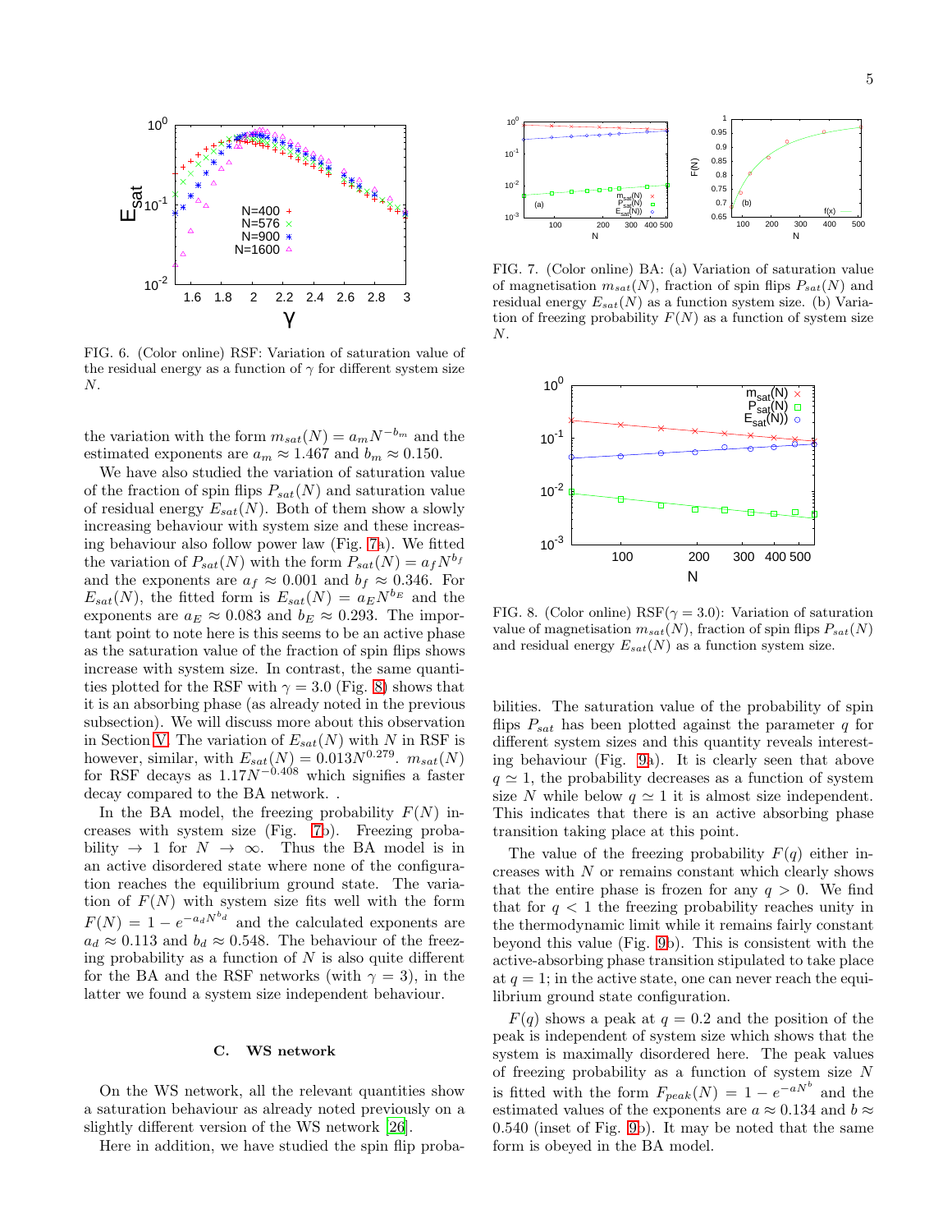FIG. 6. (Color online) RSF: Variation of saturation value of the residual energy as a function of $\gamma$ for different system size $N$.

FIG. 7. (Color online) BA: (a) Variation of saturation value of magnetisation $m_{sat}(N)$, fraction of spin flips $P_{sat}(N)$ and residual energy $E_{sat}(N)$ as a function system size. (b) Variation of freezing probability $F(N)$ as a function of system size $N$.

FIG. 8. (Color online) RSF($\gamma = 3.0$): Variation of saturation value of magnetisation $m_{sat}(N)$, fraction of spin flips $P_{sat}(N)$ and residual energy $E_{sat}(N)$ as a function system size.

the variation with the form $m_{sat}(N) = a_m N^{-b_m}$ and the estimated exponents are $a_m \approx 1.467$ and $b_m \approx 0.150$.

We have also studied the variation of saturation value of the fraction of spin flips $P_{sat}(N)$ and saturation value of residual energy $E_{sat}(N)$. Both of them show a slowly increasing behaviour with system size and these increasing behaviour also follow power law (Fig. 7a). We fitted the variation of $P_{sat}(N)$ with the form $P_{sat}(N) = a_f N^{b_f}$ and the exponents are $a_f \approx 0.001$ and $b_f \approx 0.346$. For $E_{sat}(N)$, the fitted form is $E_{sat}(N) = a_E N^{b_E}$ and the exponents are $a_E \approx 0.083$ and $b_E \approx 0.293$. The important point to note here is this seems to be an active phase as the saturation value of the fraction of spin flips shows increase with system size. In contrast, the same quantities plotted for the RSF with $\gamma = 3.0$ (Fig. 8) shows that it is an absorbing phase (as already noted in the previous subsection). We will discuss more about this observation in Section V. The variation of $E_{sat}(N)$ in RSF is however, similar, with $E_{sat}(N) = 0.013N^{0.279}$. $m_{sat}(N)$ for RSF decays as $1.17N^{-0.408}$ which signifies a faster decay compared to the BA network. .

In the BA model, the freezing probability $F(N)$ increases with system size (Fig. 7b). Freezing probability $\to 1$ for $N \to \infty$. Thus the BA model is in an active disordered state where none of the configuration reaches the equilibrium ground state. The variation of $F(N)$ with system size fits well with the form $F(N) = 1 - e^{-a_d N^{b_d}}$ and the calculated exponents are $a_d \approx 0.113$ and $b_d \approx 0.548$. The behaviour of the freezing probability as a function of $N$ is also quite different for the BA and the RSF networks (with $\gamma = 3$), in the latter we found a system size independent behaviour.

### C. WS network

On the WS network, all the relevant quantities show a saturation behaviour as already noted previously on a slightly different version of the WS network [26].

Here in addition, we have studied the spin flip probabilities. The saturation value of the probability of spin flips $P_{sat}$ has been plotted against the parameter $q$ for different system sizes and this quantity reveals interesting behaviour (Fig. 9a). It is clearly seen that above $q \simeq 1$, the probability decreases as a function of system size $N$ while below $q \simeq 1$ it is almost size independent. This indicates that there is an active absorbing phase transition taking place at this point.

The value of the freezing probability $F(q)$ either increases with $N$ or remains constant which clearly shows that the entire phase is frozen for any $q > 0$. We find that for $q < 1$ the freezing probability reaches unity in the thermodynamic limit while it remains fairly constant beyond this value (Fig. 9b). This is consistent with the active-absorbing phase transition stipulated to take place at $q = 1$; in the active state, one can never reach the equilibrium ground state configuration.

$F(q)$ shows a peak at $q = 0.2$ and the position of the peak is independent of system size which shows that the system is maximally disordered here. The peak values of freezing probability as a function of system size $N$ is fitted with the form $F_{peak}(N) = 1 - e^{-aN^b}$ and the estimated values of the exponents are $a \approx 0.134$ and $b \approx 0.540$ (inset of Fig. 9b). It may be noted that the same form is obeyed in the BA model.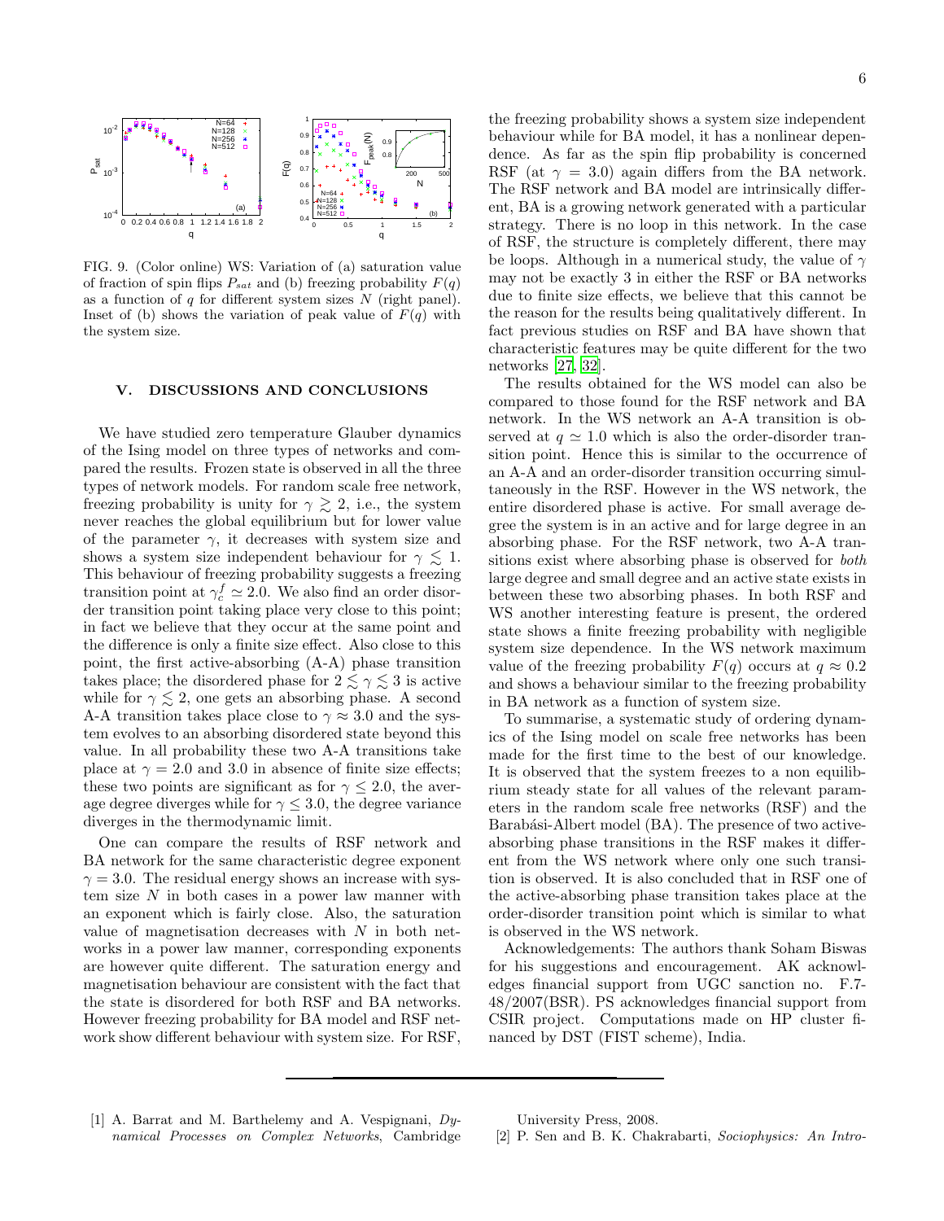FIG. 9. (Color online) WS: Variation of (a) saturation value of fraction of spin flips $P_{sat}$ and (b) freezing probability $F(q)$ as a function of $q$ for different system sizes $N$ (right panel). Inset of (b) shows the variation of peak value of $F(q)$ with the system size.

## V. DISCUSSIONS AND CONCLUSIONS

We have studied zero temperature Glauber dynamics of the Ising model on three types of networks and compared the results. Frozen state is observed in all the three types of network models. For random scale free network, freezing probability is unity for $\gamma \gtrsim 2$, i.e., the system never reaches the global equilibrium but for lower value of the parameter $\gamma$, it decreases with system size and shows a system size independent behaviour for $\gamma \lesssim 1$. This behaviour of freezing probability suggests a freezing transition point at $\gamma_c^f \simeq 2.0$. We also find an order disorder transition point taking place very close to this point; in fact we believe that they occur at the same point and the difference is only a finite size effect. Also close to this point, the first active-absorbing (A-A) phase transition takes place; the disordered phase for $2 \lesssim \gamma \lesssim 3$ is active while for $\gamma \lesssim 2$, one gets an absorbing phase. A second A-A transition takes place close to $\gamma \approx 3.0$ and the system evolves to an absorbing disordered state beyond this value. In all probability these two A-A transitions take place at $\gamma = 2.0$ and 3.0 in absence of finite size effects; these two points are significant as for $\gamma \leq 2.0$, the average degree diverges while for $\gamma \leq 3.0$, the degree variance diverges in the thermodynamic limit.

One can compare the results of RSF network and BA network for the same characteristic degree exponent $\gamma = 3.0$. The residual energy shows an increase with system size $N$ in both cases in a power law manner with an exponent which is fairly close. Also, the saturation value of magnetisation decreases with $N$ in both networks in a power law manner, corresponding exponents are however quite different. The saturation energy and magnetisation behaviour are consistent with the fact that the state is disordered for both RSF and BA networks. However freezing probability for BA model and RSF network show different behaviour with system size. For RSF, the freezing probability shows a system size independent behaviour while for BA model, it has a nonlinear dependence. As far as the spin flip probability is concerned RSF (at $\gamma = 3.0$) again differs from the BA network. The RSF network and BA model are intrinsically different, BA is a growing network generated with a particular strategy. There is no loop in this network. In the case of RSF, the structure is completely different, there may be loops. Although in a numerical study, the value of $\gamma$ may not be exactly 3 in either the RSF or BA networks due to finite size effects, we believe that this cannot be the reason for the results being qualitatively different. In fact previous studies on RSF and BA have shown that characteristic features may be quite different for the two networks [27, 32].

The results obtained for the WS model can also be compared to those found for the RSF network and BA network. In the WS network an A-A transition is observed at $q \simeq 1.0$ which is also the order-disorder transition point. Hence this is similar to the occurrence of an A-A and an order-disorder transition occurring simultaneously in the RSF. However in the WS network, the entire disordered phase is active. For small average degree the system is in an active and for large degree in an absorbing phase. For the RSF network, two A-A transitions exist where absorbing phase is observed for *both* large degree and small degree and an active state exists in between these two absorbing phases. In both RSF and WS another interesting feature is present, the ordered state shows a finite freezing probability with negligible system size dependence. In the WS network maximum value of the freezing probability $F(q)$ occurs at $q \approx 0.2$ and shows a behaviour similar to the freezing probability in BA network as a function of system size.

To summarise, a systematic study of ordering dynamics of the Ising model on scale free networks has been made for the first time to the best of our knowledge. It is observed that the system freezes to a non equilibrium steady state for all values of the relevant parameters in the random scale free networks (RSF) and the Barabási-Albert model (BA). The presence of two active-absorbing phase transitions in the RSF makes it different from the WS network where only one such transition is observed. It is also concluded that in RSF one of the active-absorbing phase transition takes place at the order-disorder transition point which is similar to what is observed in the WS network.

Acknowledgements: The authors thank Soham Biswas for his suggestions and encouragement. AK acknowledges financial support from UGC sanction no. F.7-48/2007(BSR). PS acknowledges financial support from CSIR project. Computations made on HP cluster financed by DST (FIST scheme), India.

---

[1] A. Barrat and M. Barthelemy and A. Vespignani, *Dynamical Processes on Complex Networks*, Cambridge University Press, 2008.

[2] P. Sen and B. K. Chakrabarti, *Sociophysics: An Intro-*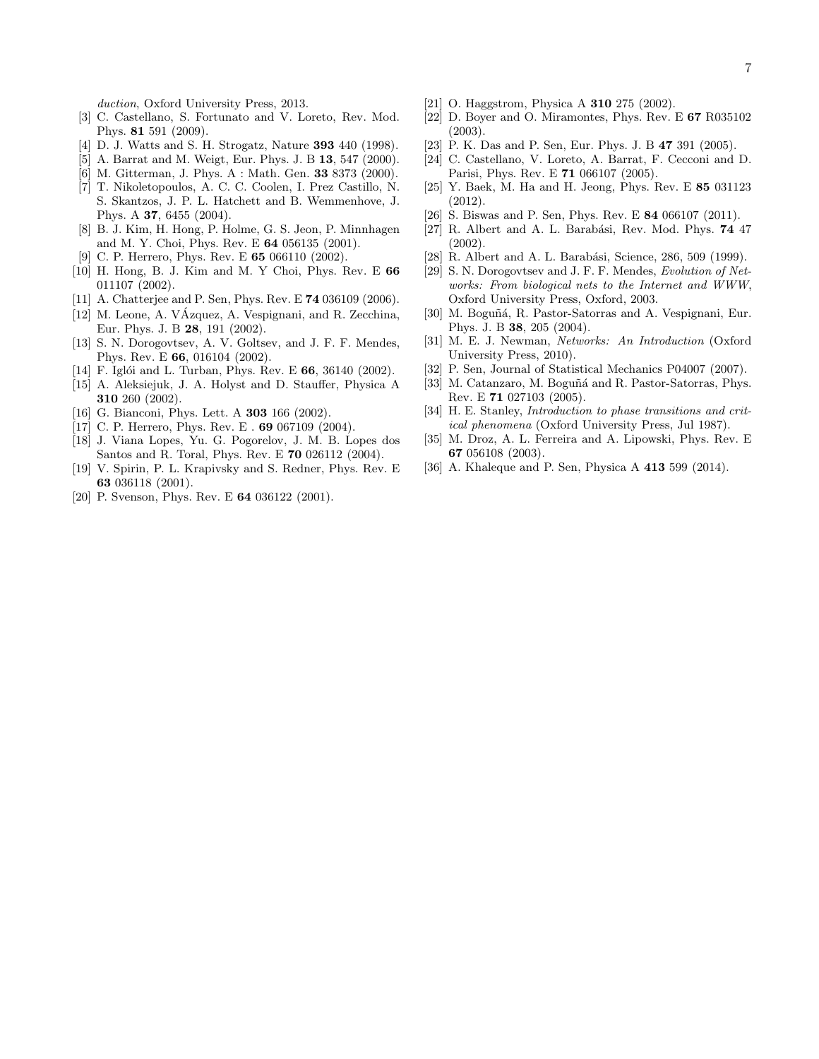*duction*, Oxford University Press, 2013.

- [3] C. Castellano, S. Fortunato and V. Loreto, Rev. Mod. Phys. **81** 591 (2009).
- [4] D. J. Watts and S. H. Strogatz, Nature **393** 440 (1998).
- [5] A. Barrat and M. Weigt, Eur. Phys. J. B **13**, 547 (2000).
- [6] M. Gitterman, J. Phys. A : Math. Gen. **33** 8373 (2000).
- [7] T. Nikoletopoulos, A. C. C. Coolen, I. Prez Castillo, N. S. Skantzos, J. P. L. Hatchett and B. Wemmenhove, J. Phys. A **37**, 6455 (2004).
- [8] B. J. Kim, H. Hong, P. Holme, G. S. Jeon, P. Minnhagen and M. Y. Choi, Phys. Rev. E **64** 056135 (2001).
- [9] C. P. Herrero, Phys. Rev. E **65** 066110 (2002).
- [10] H. Hong, B. J. Kim and M. Y Choi, Phys. Rev. E **66** 011107 (2002).
- [11] A. Chatterjee and P. Sen, Phys. Rev. E **74** 036109 (2006).
- [12] M. Leone, A. VÁzquez, A. Vespignani, and R. Zecchina, Eur. Phys. J. B **28**, 191 (2002).
- [13] S. N. Dorogovtsev, A. V. Goltsev, and J. F. F. Mendes, Phys. Rev. E **66**, 016104 (2002).
- [14] F. Iglói and L. Turban, Phys. Rev. E **66**, 36140 (2002).
- [15] A. Aleksiejuk, J. A. Holyst and D. Stauffer, Physica A **310** 260 (2002).
- [16] G. Bianconi, Phys. Lett. A **303** 166 (2002).
- [17] C. P. Herrero, Phys. Rev. E . **69** 067109 (2004).
- [18] J. Viana Lopes, Yu. G. Pogorelov, J. M. B. Lopes dos Santos and R. Toral, Phys. Rev. E **70** 026112 (2004).
- [19] V. Spirin, P. L. Krapivsky and S. Redner, Phys. Rev. E **63** 036118 (2001).
- [20] P. Svenson, Phys. Rev. E **64** 036122 (2001).
- [21] O. Haggstrom, Physica A **310** 275 (2002).
- [22] D. Boyer and O. Miramontes, Phys. Rev. E **67** R035102 (2003).
- [23] P. K. Das and P. Sen, Eur. Phys. J. B **47** 391 (2005).
- [24] C. Castellano, V. Loreto, A. Barrat, F. Cecconi and D. Parisi, Phys. Rev. E **71** 066107 (2005).
- [25] Y. Baek, M. Ha and H. Jeong, Phys. Rev. E **85** 031123 (2012).
- [26] S. Biswas and P. Sen, Phys. Rev. E **84** 066107 (2011).
- [27] R. Albert and A. L. Barabási, Rev. Mod. Phys. **74** 47 (2002).
- [28] R. Albert and A. L. Barabási, Science, 286, 509 (1999).
- [29] S. N. Dorogovtsev and J. F. F. Mendes, *Evolution of Networks: From biological nets to the Internet and WWW*, Oxford University Press, Oxford, 2003.
- [30] M. Boguñá, R. Pastor-Satorras and A. Vespignani, Eur. Phys. J. B **38**, 205 (2004).
- [31] M. E. J. Newman, *Networks: An Introduction* (Oxford University Press, 2010).
- [32] P. Sen, Journal of Statistical Mechanics P04007 (2007).
- [33] M. Catanzaro, M. Boguñá and R. Pastor-Satorras, Phys. Rev. E **71** 027103 (2005).
- [34] H. E. Stanley, *Introduction to phase transitions and critical phenomena* (Oxford University Press, Jul 1987).
- [35] M. Droz, A. L. Ferreira and A. Lipowski, Phys. Rev. E **67** 056108 (2003).
- [36] A. Khaleque and P. Sen, Physica A **413** 599 (2014).